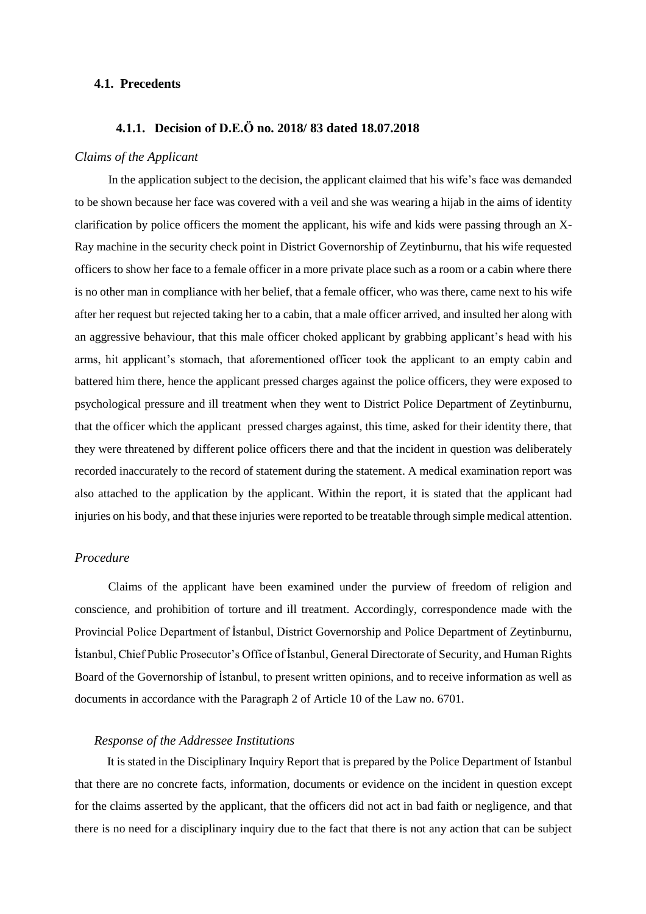### 4.1. Precedents

#### 4.1.1. Decision of D.E.Ö no. 2018/ 83 dated 18.07.2018

*Claims of the Applicant*

In the application subject to the decision, the applicant claimed that his wife's face was demanded to be shown because her face was covered with a veil and she was wearing a hijab in the aims of identity clarification by police officers the moment the applicant, his wife and kids were passing through an X-Ray machine in the security check point in District Governorship of Zeytinburnu, that his wife requested officers to show her face to a female officer in a more private place such as a room or a cabin where there is no other man in compliance with her belief, that a female officer, who was there, came next to his wife after her request but rejected taking her to a cabin, that a male officer arrived, and insulted her along with an aggressive behaviour, that this male officer choked applicant by grabbing applicant's head with his arms, hit applicant's stomach, that aforementioned officer took the applicant to an empty cabin and battered him there, hence the applicant pressed charges against the police officers, they were exposed to psychological pressure and ill treatment when they went to District Police Department of Zeytinburnu, that the officer which the applicant pressed charges against, this time, asked for their identity there, that they were threatened by different police officers there and that the incident in question was deliberately recorded inaccurately to the record of statement during the statement. A medical examination report was also attached to the application by the applicant. Within the report, it is stated that the applicant had injuries on his body, and that these injuries were reported to be treatable through simple medical attention.

*Procedure*

Claims of the applicant have been examined under the purview of freedom of religion and conscience, and prohibition of torture and ill treatment. Accordingly, correspondence made with the Provincial Police Department of İstanbul, District Governorship and Police Department of Zeytinburnu, İstanbul, Chief Public Prosecutor's Office of İstanbul, General Directorate of Security, and Human Rights Board of the Governorship of İstanbul, to present written opinions, and to receive information as well as documents in accordance with the Paragraph 2 of Article 10 of the Law no. 6701.

*Response of the Addressee Institutions*

It is stated in the Disciplinary Inquiry Report that is prepared by the Police Department of Istanbul that there are no concrete facts, information, documents or evidence on the incident in question except for the claims asserted by the applicant, that the officers did not act in bad faith or negligence, and that there is no need for a disciplinary inquiry due to the fact that there is not any action that can be subject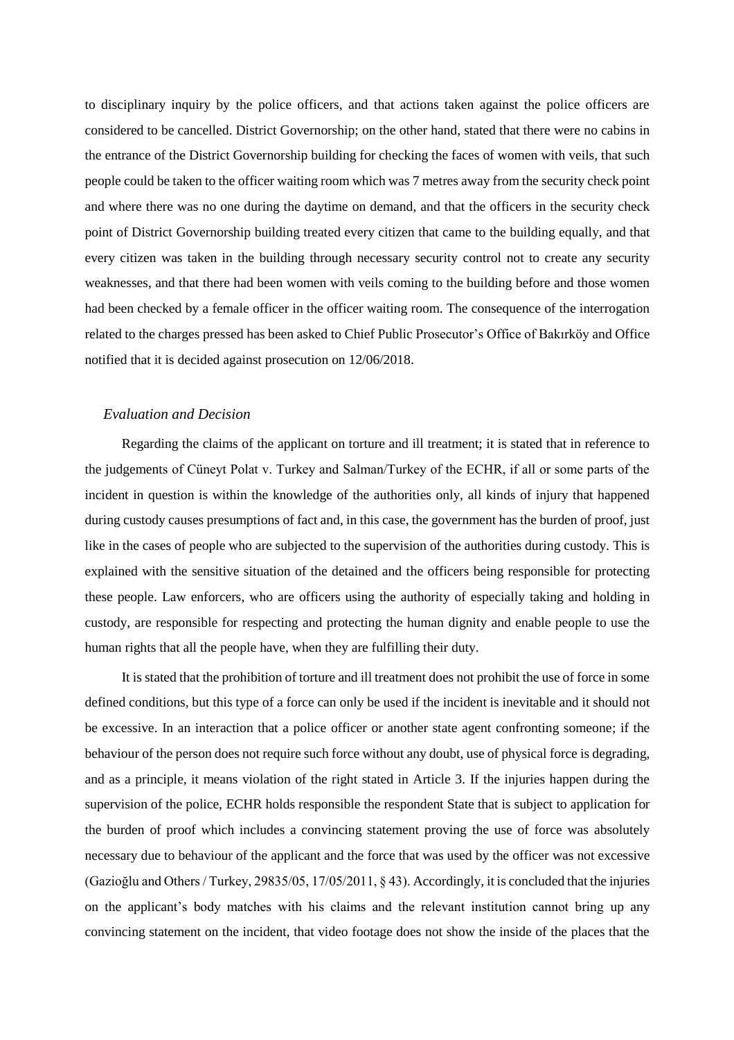to disciplinary inquiry by the police officers, and that actions taken against the police officers are considered to be cancelled. District Governorship; on the other hand, stated that there were no cabins in the entrance of the District Governorship building for checking the faces of women with veils, that such people could be taken to the officer waiting room which was 7 metres away from the security check point and where there was no one during the daytime on demand, and that the officers in the security check point of District Governorship building treated every citizen that came to the building equally, and that every citizen was taken in the building through necessary security control not to create any security weaknesses, and that there had been women with veils coming to the building before and those women had been checked by a female officer in the officer waiting room. The consequence of the interrogation related to the charges pressed has been asked to Chief Public Prosecutor's Office of Bakırköy and Office notified that it is decided against prosecution on 12/06/2018.

### *Evaluation and Decision*

Regarding the claims of the applicant on torture and ill treatment; it is stated that in reference to the judgements of Cüneyt Polat v. Turkey and Salman/Turkey of the ECHR, if all or some parts of the incident in question is within the knowledge of the authorities only, all kinds of injury that happened during custody causes presumptions of fact and, in this case, the government has the burden of proof, just like in the cases of people who are subjected to the supervision of the authorities during custody. This is explained with the sensitive situation of the detained and the officers being responsible for protecting these people. Law enforcers, who are officers using the authority of especially taking and holding in custody, are responsible for respecting and protecting the human dignity and enable people to use the human rights that all the people have, when they are fulfilling their duty.

It is stated that the prohibition of torture and ill treatment does not prohibit the use of force in some defined conditions, but this type of a force can only be used if the incident is inevitable and it should not be excessive. In an interaction that a police officer or another state agent confronting someone; if the behaviour of the person does not require such force without any doubt, use of physical force is degrading, and as a principle, it means violation of the right stated in Article 3. If the injuries happen during the supervision of the police, ECHR holds responsible the respondent State that is subject to application for the burden of proof which includes a convincing statement proving the use of force was absolutely necessary due to behaviour of the applicant and the force that was used by the officer was not excessive (Gazioğlu and Others / Turkey, 29835/05, 17/05/2011, § 43). Accordingly, it is concluded that the injuries on the applicant's body matches with his claims and the relevant institution cannot bring up any convincing statement on the incident, that video footage does not show the inside of the places that the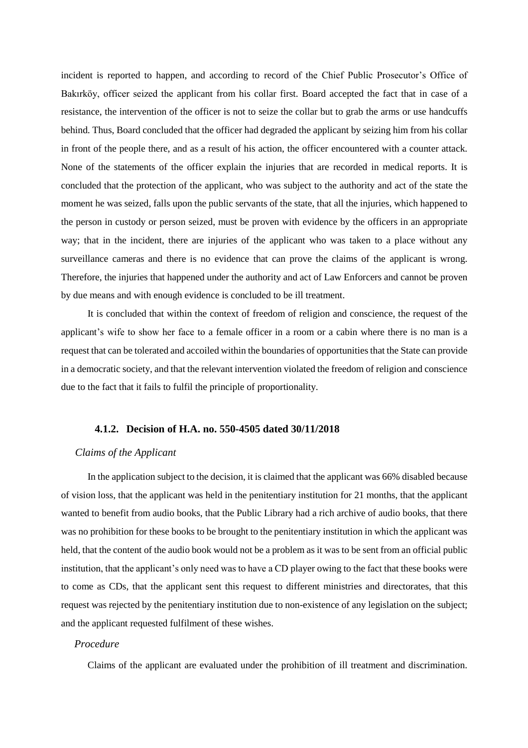incident is reported to happen, and according to record of the Chief Public Prosecutor's Office of Bakırköy, officer seized the applicant from his collar first. Board accepted the fact that in case of a resistance, the intervention of the officer is not to seize the collar but to grab the arms or use handcuffs behind. Thus, Board concluded that the officer had degraded the applicant by seizing him from his collar in front of the people there, and as a result of his action, the officer encountered with a counter attack. None of the statements of the officer explain the injuries that are recorded in medical reports. It is concluded that the protection of the applicant, who was subject to the authority and act of the state the moment he was seized, falls upon the public servants of the state, that all the injuries, which happened to the person in custody or person seized, must be proven with evidence by the officers in an appropriate way; that in the incident, there are injuries of the applicant who was taken to a place without any surveillance cameras and there is no evidence that can prove the claims of the applicant is wrong. Therefore, the injuries that happened under the authority and act of Law Enforcers and cannot be proven by due means and with enough evidence is concluded to be ill treatment.

It is concluded that within the context of freedom of religion and conscience, the request of the applicant's wife to show her face to a female officer in a room or a cabin where there is no man is a request that can be tolerated and accoiled within the boundaries of opportunities that the State can provide in a democratic society, and that the relevant intervention violated the freedom of religion and conscience due to the fact that it fails to fulfil the principle of proportionality.

### 4.1.2. Decision of H.A. no. 550-4505 dated 30/11/2018

*Claims of the Applicant*

In the application subject to the decision, it is claimed that the applicant was 66% disabled because of vision loss, that the applicant was held in the penitentiary institution for 21 months, that the applicant wanted to benefit from audio books, that the Public Library had a rich archive of audio books, that there was no prohibition for these books to be brought to the penitentiary institution in which the applicant was held, that the content of the audio book would not be a problem as it was to be sent from an official public institution, that the applicant's only need was to have a CD player owing to the fact that these books were to come as CDs, that the applicant sent this request to different ministries and directorates, that this request was rejected by the penitentiary institution due to non-existence of any legislation on the subject; and the applicant requested fulfilment of these wishes.

*Procedure*

Claims of the applicant are evaluated under the prohibition of ill treatment and discrimination.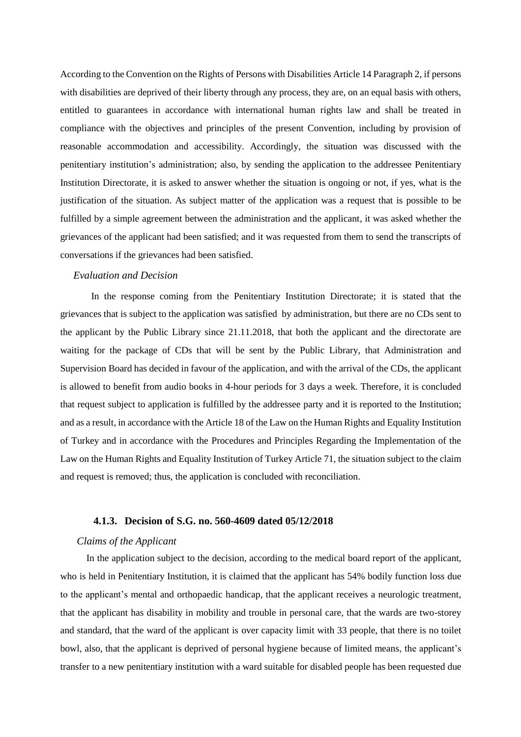According to the Convention on the Rights of Persons with Disabilities Article 14 Paragraph 2, if persons with disabilities are deprived of their liberty through any process, they are, on an equal basis with others, entitled to guarantees in accordance with international human rights law and shall be treated in compliance with the objectives and principles of the present Convention, including by provision of reasonable accommodation and accessibility. Accordingly, the situation was discussed with the penitentiary institution's administration; also, by sending the application to the addressee Penitentiary Institution Directorate, it is asked to answer whether the situation is ongoing or not, if yes, what is the justification of the situation. As subject matter of the application was a request that is possible to be fulfilled by a simple agreement between the administration and the applicant, it was asked whether the grievances of the applicant had been satisfied; and it was requested from them to send the transcripts of conversations if the grievances had been satisfied.

*Evaluation and Decision*

In the response coming from the Penitentiary Institution Directorate; it is stated that the grievances that is subject to the application was satisfied by administration, but there are no CDs sent to the applicant by the Public Library since 21.11.2018, that both the applicant and the directorate are waiting for the package of CDs that will be sent by the Public Library, that Administration and Supervision Board has decided in favour of the application, and with the arrival of the CDs, the applicant is allowed to benefit from audio books in 4-hour periods for 3 days a week. Therefore, it is concluded that request subject to application is fulfilled by the addressee party and it is reported to the Institution; and as a result, in accordance with the Article 18 of the Law on the Human Rights and Equality Institution of Turkey and in accordance with the Procedures and Principles Regarding the Implementation of the Law on the Human Rights and Equality Institution of Turkey Article 71, the situation subject to the claim and request is removed; thus, the application is concluded with reconciliation.

### 4.1.3. Decision of S.G. no. 560-4609 dated 05/12/2018

*Claims of the Applicant*

In the application subject to the decision, according to the medical board report of the applicant, who is held in Penitentiary Institution, it is claimed that the applicant has 54% bodily function loss due to the applicant's mental and orthopaedic handicap, that the applicant receives a neurologic treatment, that the applicant has disability in mobility and trouble in personal care, that the wards are two-storey and standard, that the ward of the applicant is over capacity limit with 33 people, that there is no toilet bowl, also, that the applicant is deprived of personal hygiene because of limited means, the applicant's transfer to a new penitentiary institution with a ward suitable for disabled people has been requested due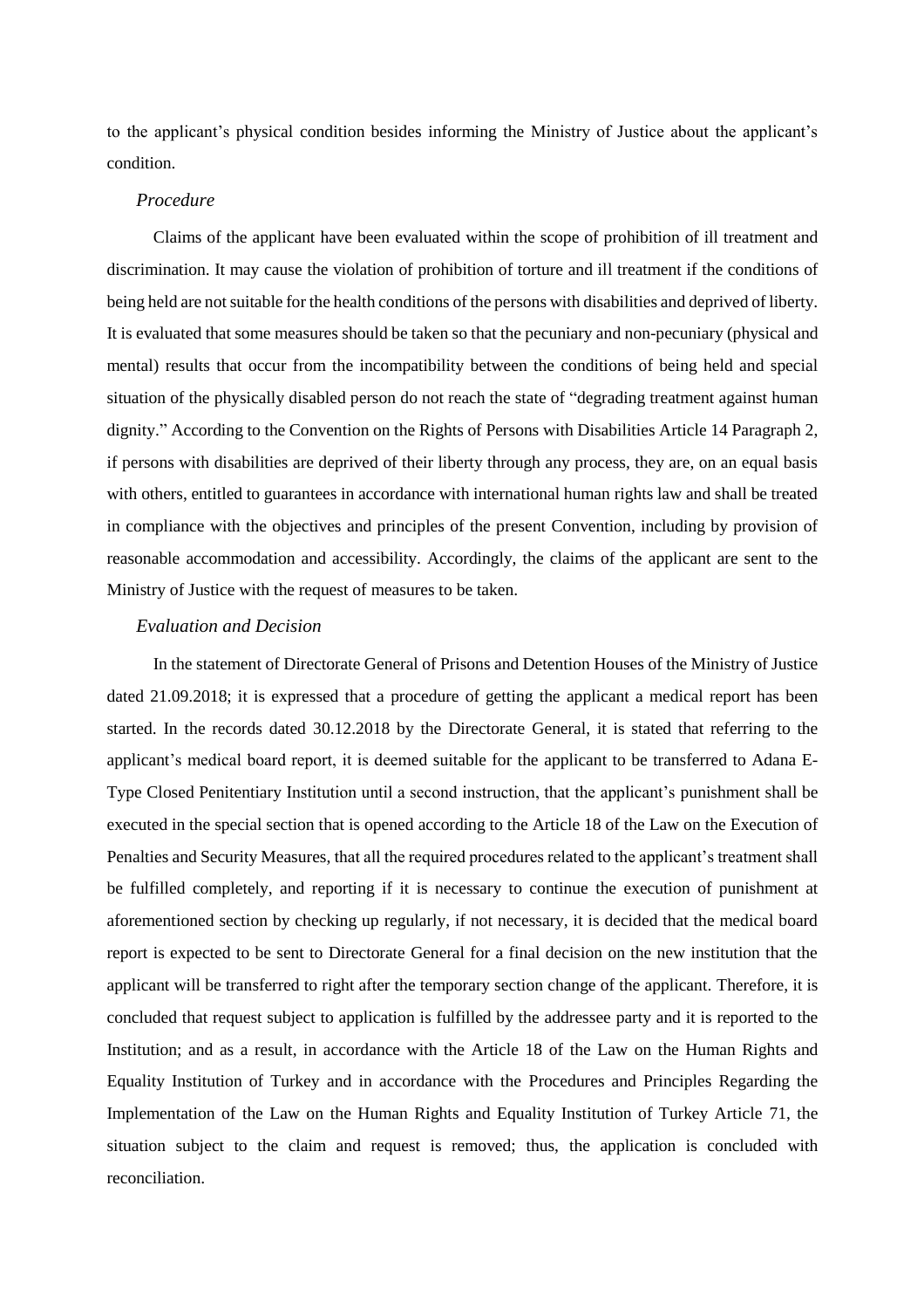to the applicant's physical condition besides informing the Ministry of Justice about the applicant's condition.

*Procedure*

Claims of the applicant have been evaluated within the scope of prohibition of ill treatment and discrimination. It may cause the violation of prohibition of torture and ill treatment if the conditions of being held are not suitable for the health conditions of the persons with disabilities and deprived of liberty. It is evaluated that some measures should be taken so that the pecuniary and non-pecuniary (physical and mental) results that occur from the incompatibility between the conditions of being held and special situation of the physically disabled person do not reach the state of "degrading treatment against human dignity." According to the Convention on the Rights of Persons with Disabilities Article 14 Paragraph 2, if persons with disabilities are deprived of their liberty through any process, they are, on an equal basis with others, entitled to guarantees in accordance with international human rights law and shall be treated in compliance with the objectives and principles of the present Convention, including by provision of reasonable accommodation and accessibility. Accordingly, the claims of the applicant are sent to the Ministry of Justice with the request of measures to be taken.

*Evaluation and Decision*

In the statement of Directorate General of Prisons and Detention Houses of the Ministry of Justice dated 21.09.2018; it is expressed that a procedure of getting the applicant a medical report has been started. In the records dated 30.12.2018 by the Directorate General, it is stated that referring to the applicant's medical board report, it is deemed suitable for the applicant to be transferred to Adana E-Type Closed Penitentiary Institution until a second instruction, that the applicant's punishment shall be executed in the special section that is opened according to the Article 18 of the Law on the Execution of Penalties and Security Measures, that all the required procedures related to the applicant's treatment shall be fulfilled completely, and reporting if it is necessary to continue the execution of punishment at aforementioned section by checking up regularly, if not necessary, it is decided that the medical board report is expected to be sent to Directorate General for a final decision on the new institution that the applicant will be transferred to right after the temporary section change of the applicant. Therefore, it is concluded that request subject to application is fulfilled by the addressee party and it is reported to the Institution; and as a result, in accordance with the Article 18 of the Law on the Human Rights and Equality Institution of Turkey and in accordance with the Procedures and Principles Regarding the Implementation of the Law on the Human Rights and Equality Institution of Turkey Article 71, the situation subject to the claim and request is removed; thus, the application is concluded with reconciliation.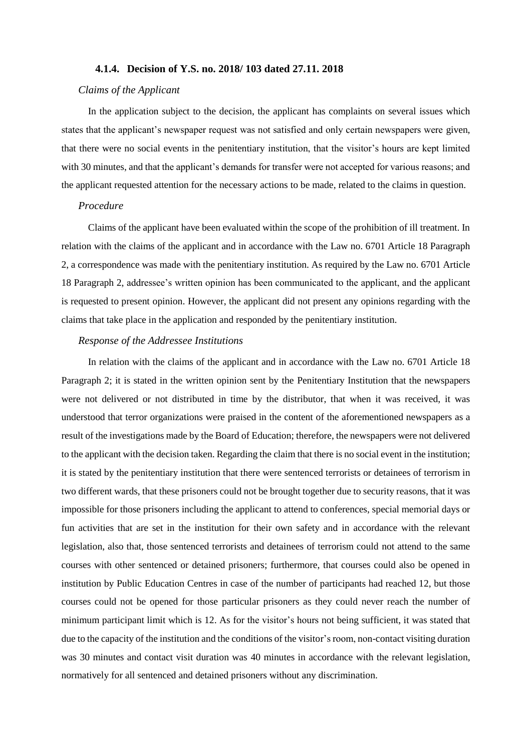### 4.1.4. Decision of Y.S. no. 2018/ 103 dated 27.11. 2018

*Claims of the Applicant*

In the application subject to the decision, the applicant has complaints on several issues which states that the applicant's newspaper request was not satisfied and only certain newspapers were given, that there were no social events in the penitentiary institution, that the visitor's hours are kept limited with 30 minutes, and that the applicant's demands for transfer were not accepted for various reasons; and the applicant requested attention for the necessary actions to be made, related to the claims in question.

*Procedure*

Claims of the applicant have been evaluated within the scope of the prohibition of ill treatment. In relation with the claims of the applicant and in accordance with the Law no. 6701 Article 18 Paragraph 2, a correspondence was made with the penitentiary institution. As required by the Law no. 6701 Article 18 Paragraph 2, addressee's written opinion has been communicated to the applicant, and the applicant is requested to present opinion. However, the applicant did not present any opinions regarding with the claims that take place in the application and responded by the penitentiary institution.

*Response of the Addressee Institutions*

In relation with the claims of the applicant and in accordance with the Law no. 6701 Article 18 Paragraph 2; it is stated in the written opinion sent by the Penitentiary Institution that the newspapers were not delivered or not distributed in time by the distributor, that when it was received, it was understood that terror organizations were praised in the content of the aforementioned newspapers as a result of the investigations made by the Board of Education; therefore, the newspapers were not delivered to the applicant with the decision taken. Regarding the claim that there is no social event in the institution; it is stated by the penitentiary institution that there were sentenced terrorists or detainees of terrorism in two different wards, that these prisoners could not be brought together due to security reasons, that it was impossible for those prisoners including the applicant to attend to conferences, special memorial days or fun activities that are set in the institution for their own safety and in accordance with the relevant legislation, also that, those sentenced terrorists and detainees of terrorism could not attend to the same courses with other sentenced or detained prisoners; furthermore, that courses could also be opened in institution by Public Education Centres in case of the number of participants had reached 12, but those courses could not be opened for those particular prisoners as they could never reach the number of minimum participant limit which is 12. As for the visitor's hours not being sufficient, it was stated that due to the capacity of the institution and the conditions of the visitor's room, non-contact visiting duration was 30 minutes and contact visit duration was 40 minutes in accordance with the relevant legislation, normatively for all sentenced and detained prisoners without any discrimination.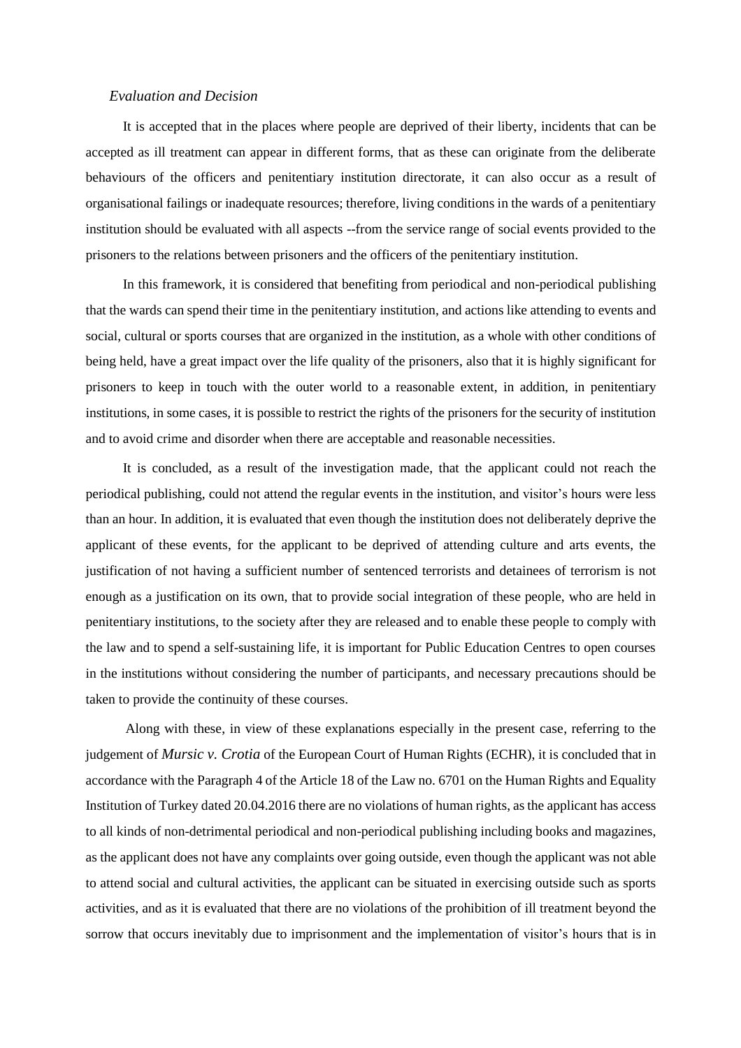*Evaluation and Decision*

It is accepted that in the places where people are deprived of their liberty, incidents that can be accepted as ill treatment can appear in different forms, that as these can originate from the deliberate behaviours of the officers and penitentiary institution directorate, it can also occur as a result of organisational failings or inadequate resources; therefore, living conditions in the wards of a penitentiary institution should be evaluated with all aspects --from the service range of social events provided to the prisoners to the relations between prisoners and the officers of the penitentiary institution.

In this framework, it is considered that benefiting from periodical and non-periodical publishing that the wards can spend their time in the penitentiary institution, and actions like attending to events and social, cultural or sports courses that are organized in the institution, as a whole with other conditions of being held, have a great impact over the life quality of the prisoners, also that it is highly significant for prisoners to keep in touch with the outer world to a reasonable extent, in addition, in penitentiary institutions, in some cases, it is possible to restrict the rights of the prisoners for the security of institution and to avoid crime and disorder when there are acceptable and reasonable necessities.

It is concluded, as a result of the investigation made, that the applicant could not reach the periodical publishing, could not attend the regular events in the institution, and visitor's hours were less than an hour. In addition, it is evaluated that even though the institution does not deliberately deprive the applicant of these events, for the applicant to be deprived of attending culture and arts events, the justification of not having a sufficient number of sentenced terrorists and detainees of terrorism is not enough as a justification on its own, that to provide social integration of these people, who are held in penitentiary institutions, to the society after they are released and to enable these people to comply with the law and to spend a self-sustaining life, it is important for Public Education Centres to open courses in the institutions without considering the number of participants, and necessary precautions should be taken to provide the continuity of these courses.

Along with these, in view of these explanations especially in the present case, referring to the judgement of *Mursic v. Crotia* of the European Court of Human Rights (ECHR), it is concluded that in accordance with the Paragraph 4 of the Article 18 of the Law no. 6701 on the Human Rights and Equality Institution of Turkey dated 20.04.2016 there are no violations of human rights, as the applicant has access to all kinds of non-detrimental periodical and non-periodical publishing including books and magazines, as the applicant does not have any complaints over going outside, even though the applicant was not able to attend social and cultural activities, the applicant can be situated in exercising outside such as sports activities, and as it is evaluated that there are no violations of the prohibition of ill treatment beyond the sorrow that occurs inevitably due to imprisonment and the implementation of visitor's hours that is in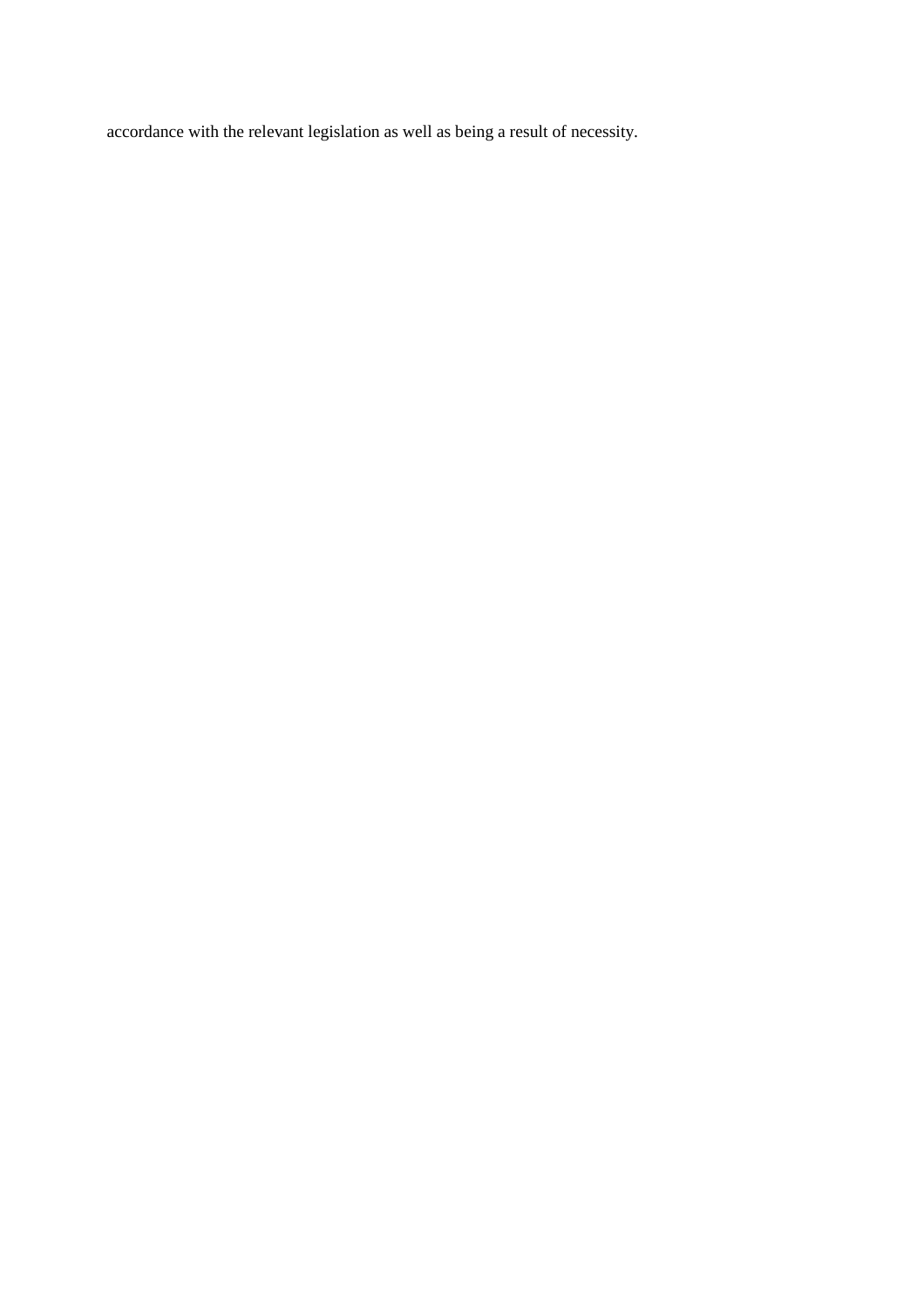accordance with the relevant legislation as well as being a result of necessity.